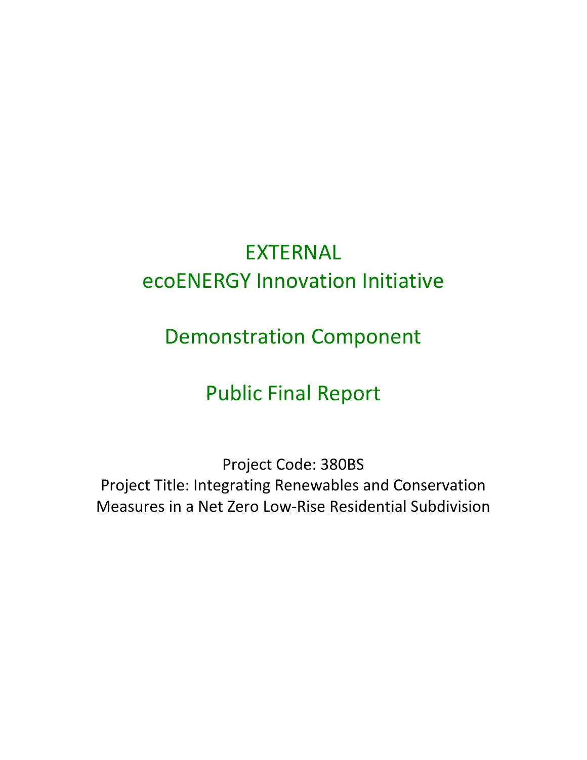# EXTERNAL

# ecoENERGY Innovation Initiative

## Demonstration Component

## Public Final Report

Project Code: 380BS

Project Title: Integrating Renewables and Conservation Measures in a Net Zero Low-Rise Residential Subdivision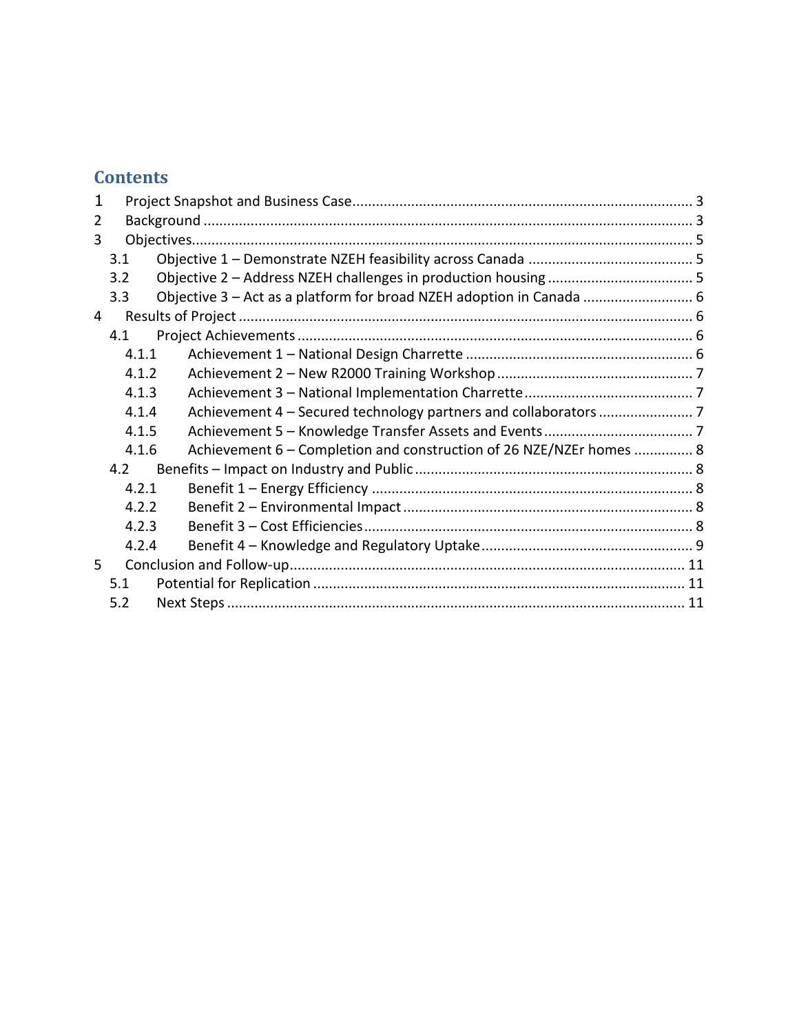## Contents

1 Project Snapshot and Business Case ........ 3
2 Background ........ 3
3 Objectives ........ 5
  3.1 Objective 1 – Demonstrate NZEH feasibility across Canada ........ 5
  3.2 Objective 2 – Address NZEH challenges in production housing ........ 5
  3.3 Objective 3 – Act as a platform for broad NZEH adoption in Canada ........ 6
4 Results of Project ........ 6
  4.1 Project Achievements ........ 6
    4.1.1 Achievement 1 – National Design Charrette ........ 6
    4.1.2 Achievement 2 – New R2000 Training Workshop ........ 7
    4.1.3 Achievement 3 – National Implementation Charrette ........ 7
    4.1.4 Achievement 4 – Secured technology partners and collaborators ........ 7
    4.1.5 Achievement 5 – Knowledge Transfer Assets and Events ........ 7
    4.1.6 Achievement 6 – Completion and construction of 26 NZE/NZEr homes ........ 8
  4.2 Benefits – Impact on Industry and Public ........ 8
    4.2.1 Benefit 1 – Energy Efficiency ........ 8
    4.2.2 Benefit 2 – Environmental Impact ........ 8
    4.2.3 Benefit 3 – Cost Efficiencies ........ 8
    4.2.4 Benefit 4 – Knowledge and Regulatory Uptake ........ 9
5 Conclusion and Follow-up ........ 11
  5.1 Potential for Replication ........ 11
  5.2 Next Steps ........ 11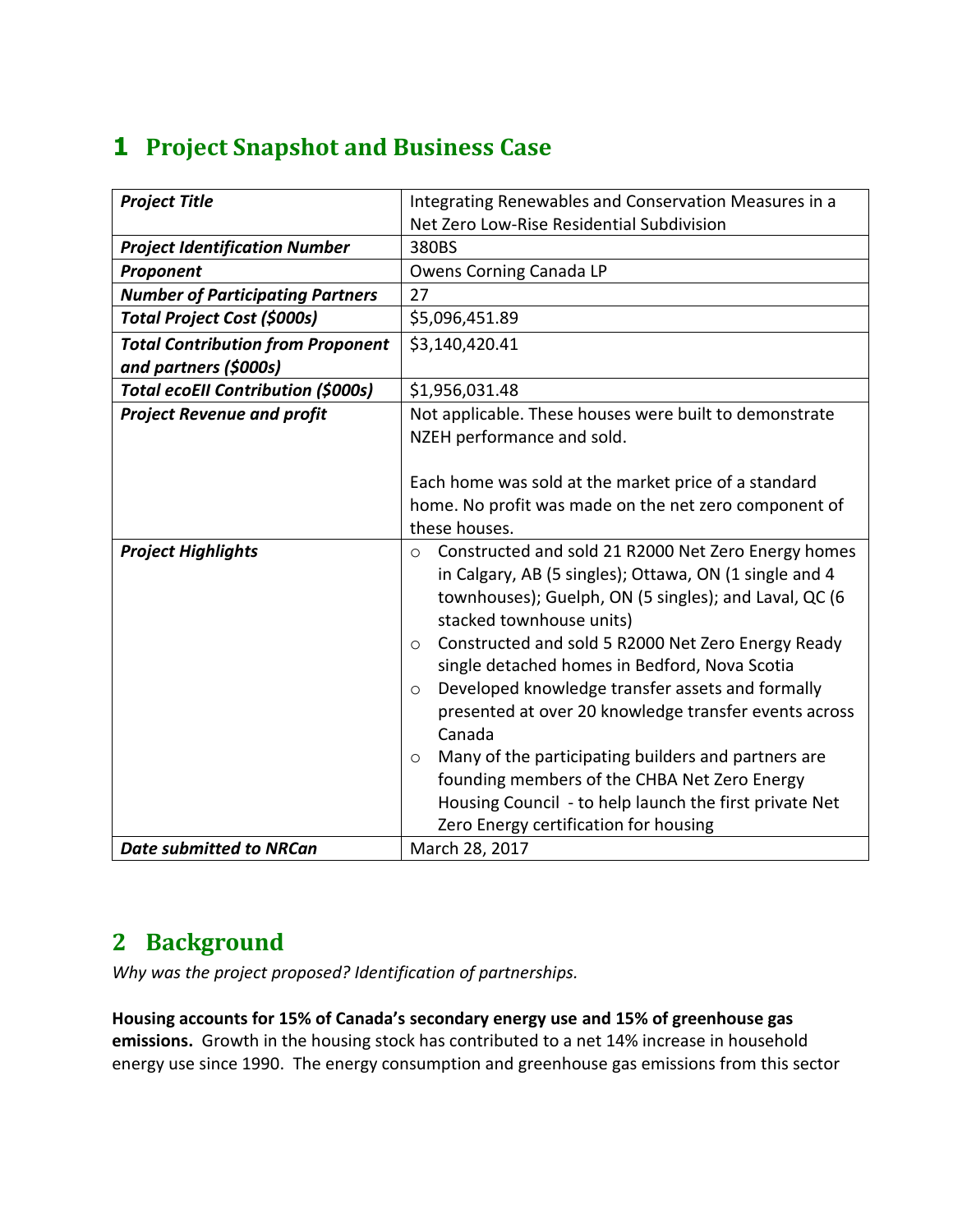# 1 Project Snapshot and Business Case

| | |
|---|---|
| ***Project Title*** | Integrating Renewables and Conservation Measures in a Net Zero Low-Rise Residential Subdivision |
| ***Project Identification Number*** | 380BS |
| ***Proponent*** | Owens Corning Canada LP |
| ***Number of Participating Partners*** | 27 |
| ***Total Project Cost ($000s)*** | $5,096,451.89 |
| ***Total Contribution from Proponent and partners ($000s)*** | $3,140,420.41 |
| ***Total ecoEII Contribution ($000s)*** | $1,956,031.48 |
| ***Project Revenue and profit*** | Not applicable. These houses were built to demonstrate NZEH performance and sold.<br><br>Each home was sold at the market price of a standard home. No profit was made on the net zero component of these houses. |
| ***Project Highlights*** | ○ Constructed and sold 21 R2000 Net Zero Energy homes in Calgary, AB (5 singles); Ottawa, ON (1 single and 4 townhouses); Guelph, ON (5 singles); and Laval, QC (6 stacked townhouse units)<br>○ Constructed and sold 5 R2000 Net Zero Energy Ready single detached homes in Bedford, Nova Scotia<br>○ Developed knowledge transfer assets and formally presented at over 20 knowledge transfer events across Canada<br>○ Many of the participating builders and partners are founding members of the CHBA Net Zero Energy Housing Council - to help launch the first private Net Zero Energy certification for housing |
| ***Date submitted to NRCan*** | March 28, 2017 |

# 2 Background

*Why was the project proposed? Identification of partnerships.*

**Housing accounts for 15% of Canada's secondary energy use and 15% of greenhouse gas emissions.** Growth in the housing stock has contributed to a net 14% increase in household energy use since 1990. The energy consumption and greenhouse gas emissions from this sector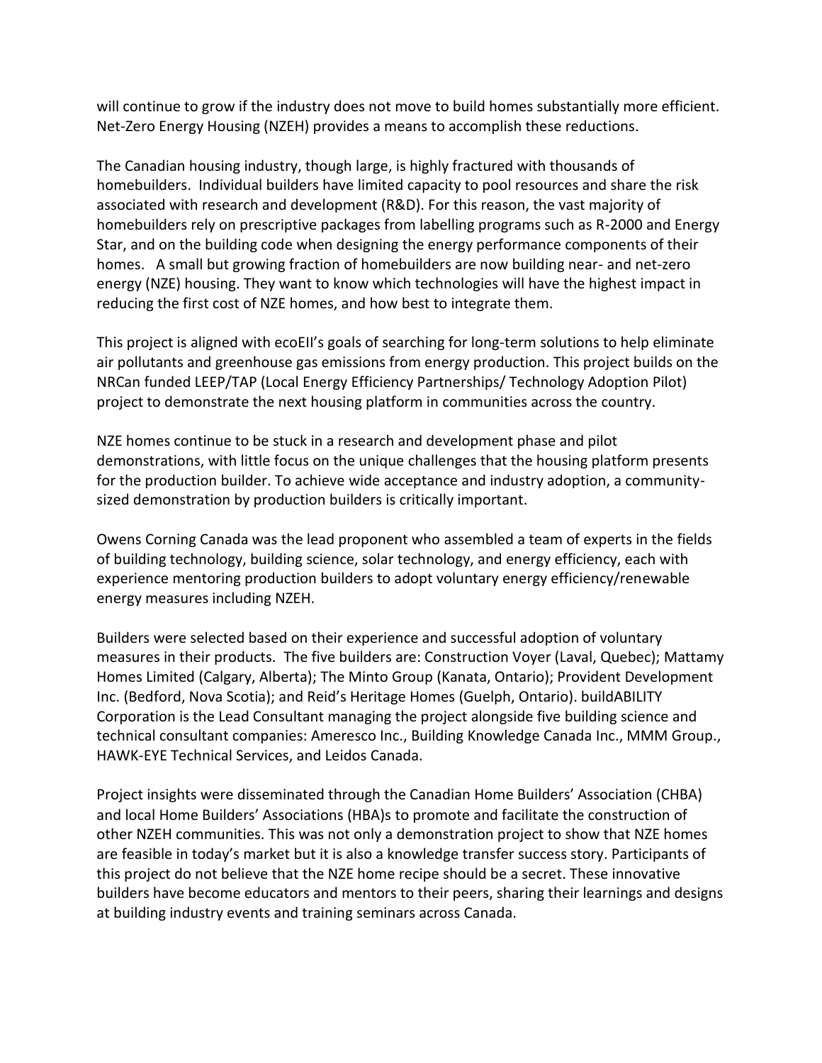will continue to grow if the industry does not move to build homes substantially more efficient. Net-Zero Energy Housing (NZEH) provides a means to accomplish these reductions.

The Canadian housing industry, though large, is highly fractured with thousands of homebuilders. Individual builders have limited capacity to pool resources and share the risk associated with research and development (R&D). For this reason, the vast majority of homebuilders rely on prescriptive packages from labelling programs such as R-2000 and Energy Star, and on the building code when designing the energy performance components of their homes. A small but growing fraction of homebuilders are now building near- and net-zero energy (NZE) housing. They want to know which technologies will have the highest impact in reducing the first cost of NZE homes, and how best to integrate them.

This project is aligned with ecoEII's goals of searching for long-term solutions to help eliminate air pollutants and greenhouse gas emissions from energy production. This project builds on the NRCan funded LEEP/TAP (Local Energy Efficiency Partnerships/ Technology Adoption Pilot) project to demonstrate the next housing platform in communities across the country.

NZE homes continue to be stuck in a research and development phase and pilot demonstrations, with little focus on the unique challenges that the housing platform presents for the production builder. To achieve wide acceptance and industry adoption, a community-sized demonstration by production builders is critically important.

Owens Corning Canada was the lead proponent who assembled a team of experts in the fields of building technology, building science, solar technology, and energy efficiency, each with experience mentoring production builders to adopt voluntary energy efficiency/renewable energy measures including NZEH.

Builders were selected based on their experience and successful adoption of voluntary measures in their products. The five builders are: Construction Voyer (Laval, Quebec); Mattamy Homes Limited (Calgary, Alberta); The Minto Group (Kanata, Ontario); Provident Development Inc. (Bedford, Nova Scotia); and Reid's Heritage Homes (Guelph, Ontario). buildABILITY Corporation is the Lead Consultant managing the project alongside five building science and technical consultant companies: Ameresco Inc., Building Knowledge Canada Inc., MMM Group., HAWK-EYE Technical Services, and Leidos Canada.

Project insights were disseminated through the Canadian Home Builders' Association (CHBA) and local Home Builders' Associations (HBA)s to promote and facilitate the construction of other NZEH communities. This was not only a demonstration project to show that NZE homes are feasible in today's market but it is also a knowledge transfer success story. Participants of this project do not believe that the NZE home recipe should be a secret. These innovative builders have become educators and mentors to their peers, sharing their learnings and designs at building industry events and training seminars across Canada.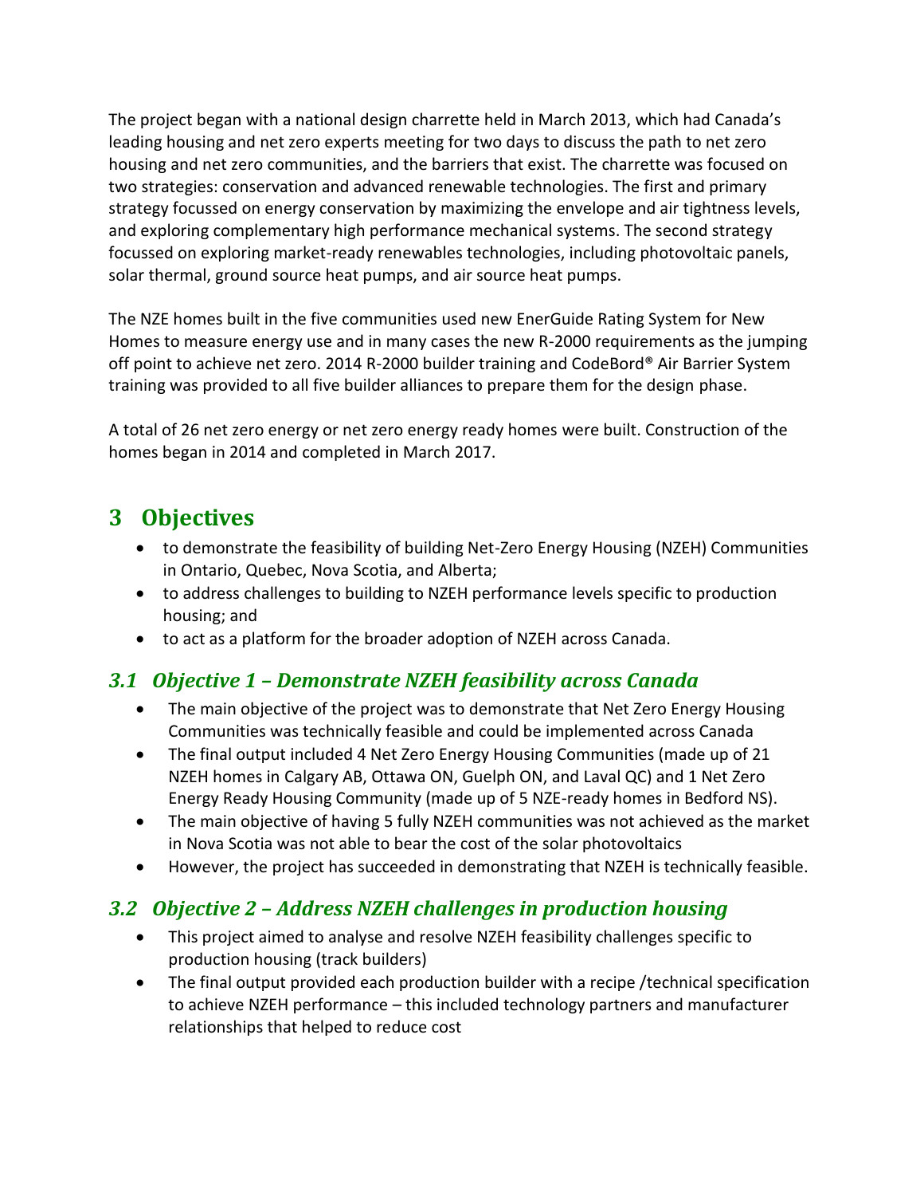The project began with a national design charrette held in March 2013, which had Canada's leading housing and net zero experts meeting for two days to discuss the path to net zero housing and net zero communities, and the barriers that exist. The charrette was focused on two strategies: conservation and advanced renewable technologies. The first and primary strategy focussed on energy conservation by maximizing the envelope and air tightness levels, and exploring complementary high performance mechanical systems. The second strategy focussed on exploring market-ready renewables technologies, including photovoltaic panels, solar thermal, ground source heat pumps, and air source heat pumps.

The NZE homes built in the five communities used new EnerGuide Rating System for New Homes to measure energy use and in many cases the new R-2000 requirements as the jumping off point to achieve net zero. 2014 R-2000 builder training and CodeBord® Air Barrier System training was provided to all five builder alliances to prepare them for the design phase.

A total of 26 net zero energy or net zero energy ready homes were built. Construction of the homes began in 2014 and completed in March 2017.

# 3 Objectives

- to demonstrate the feasibility of building Net-Zero Energy Housing (NZEH) Communities in Ontario, Quebec, Nova Scotia, and Alberta;
- to address challenges to building to NZEH performance levels specific to production housing; and
- to act as a platform for the broader adoption of NZEH across Canada.

## *3.1 Objective 1 – Demonstrate NZEH feasibility across Canada*

- The main objective of the project was to demonstrate that Net Zero Energy Housing Communities was technically feasible and could be implemented across Canada
- The final output included 4 Net Zero Energy Housing Communities (made up of 21 NZEH homes in Calgary AB, Ottawa ON, Guelph ON, and Laval QC) and 1 Net Zero Energy Ready Housing Community (made up of 5 NZE-ready homes in Bedford NS).
- The main objective of having 5 fully NZEH communities was not achieved as the market in Nova Scotia was not able to bear the cost of the solar photovoltaics
- However, the project has succeeded in demonstrating that NZEH is technically feasible.

## *3.2 Objective 2 – Address NZEH challenges in production housing*

- This project aimed to analyse and resolve NZEH feasibility challenges specific to production housing (track builders)
- The final output provided each production builder with a recipe /technical specification to achieve NZEH performance – this included technology partners and manufacturer relationships that helped to reduce cost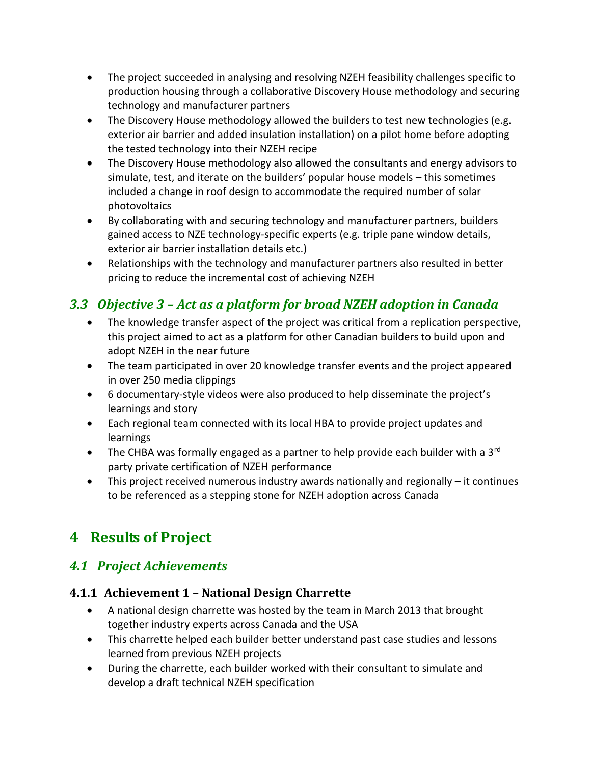- The project succeeded in analysing and resolving NZEH feasibility challenges specific to production housing through a collaborative Discovery House methodology and securing technology and manufacturer partners
- The Discovery House methodology allowed the builders to test new technologies (e.g. exterior air barrier and added insulation installation) on a pilot home before adopting the tested technology into their NZEH recipe
- The Discovery House methodology also allowed the consultants and energy advisors to simulate, test, and iterate on the builders' popular house models – this sometimes included a change in roof design to accommodate the required number of solar photovoltaics
- By collaborating with and securing technology and manufacturer partners, builders gained access to NZE technology-specific experts (e.g. triple pane window details, exterior air barrier installation details etc.)
- Relationships with the technology and manufacturer partners also resulted in better pricing to reduce the incremental cost of achieving NZEH

## *3.3 Objective 3 – Act as a platform for broad NZEH adoption in Canada*

- The knowledge transfer aspect of the project was critical from a replication perspective, this project aimed to act as a platform for other Canadian builders to build upon and adopt NZEH in the near future
- The team participated in over 20 knowledge transfer events and the project appeared in over 250 media clippings
- 6 documentary-style videos were also produced to help disseminate the project's learnings and story
- Each regional team connected with its local HBA to provide project updates and learnings
- The CHBA was formally engaged as a partner to help provide each builder with a 3rd party private certification of NZEH performance
- This project received numerous industry awards nationally and regionally – it continues to be referenced as a stepping stone for NZEH adoption across Canada

# 4 Results of Project

## *4.1 Project Achievements*

### 4.1.1 Achievement 1 – National Design Charrette

- A national design charrette was hosted by the team in March 2013 that brought together industry experts across Canada and the USA
- This charrette helped each builder better understand past case studies and lessons learned from previous NZEH projects
- During the charrette, each builder worked with their consultant to simulate and develop a draft technical NZEH specification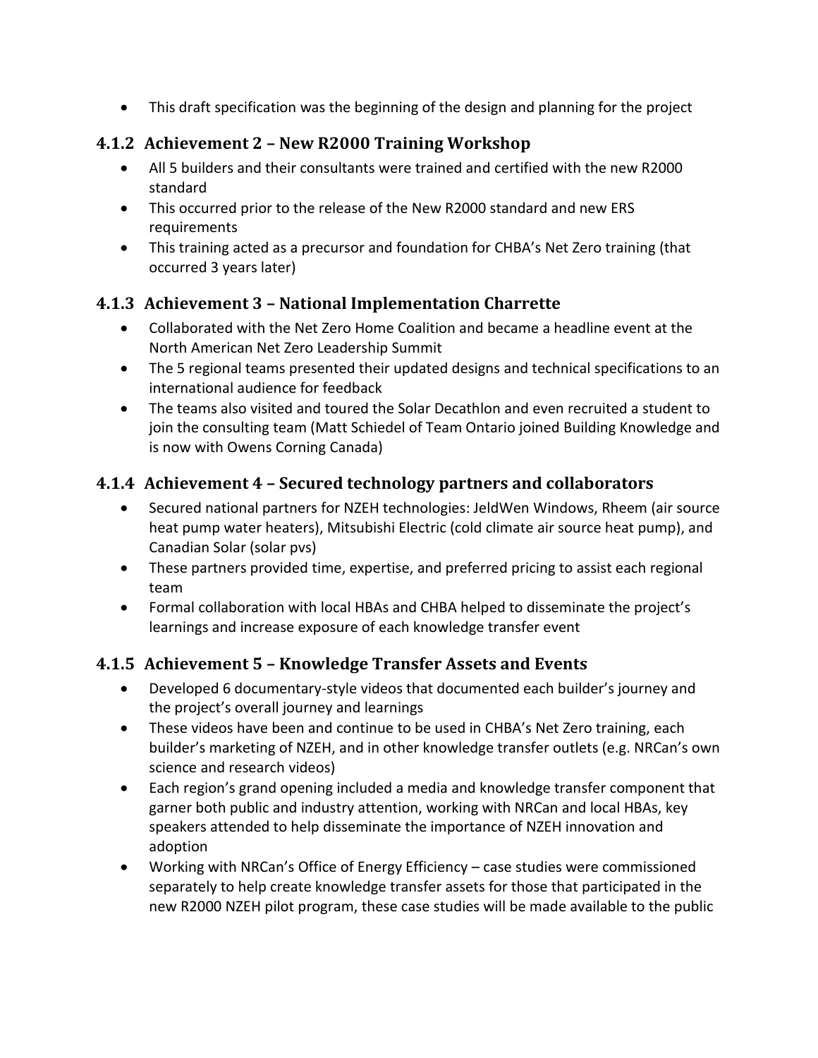- This draft specification was the beginning of the design and planning for the project

### 4.1.2 Achievement 2 – New R2000 Training Workshop

- All 5 builders and their consultants were trained and certified with the new R2000 standard
- This occurred prior to the release of the New R2000 standard and new ERS requirements
- This training acted as a precursor and foundation for CHBA's Net Zero training (that occurred 3 years later)

### 4.1.3 Achievement 3 – National Implementation Charrette

- Collaborated with the Net Zero Home Coalition and became a headline event at the North American Net Zero Leadership Summit
- The 5 regional teams presented their updated designs and technical specifications to an international audience for feedback
- The teams also visited and toured the Solar Decathlon and even recruited a student to join the consulting team (Matt Schiedel of Team Ontario joined Building Knowledge and is now with Owens Corning Canada)

### 4.1.4 Achievement 4 – Secured technology partners and collaborators

- Secured national partners for NZEH technologies: JeldWen Windows, Rheem (air source heat pump water heaters), Mitsubishi Electric (cold climate air source heat pump), and Canadian Solar (solar pvs)
- These partners provided time, expertise, and preferred pricing to assist each regional team
- Formal collaboration with local HBAs and CHBA helped to disseminate the project's learnings and increase exposure of each knowledge transfer event

### 4.1.5 Achievement 5 – Knowledge Transfer Assets and Events

- Developed 6 documentary-style videos that documented each builder's journey and the project's overall journey and learnings
- These videos have been and continue to be used in CHBA's Net Zero training, each builder's marketing of NZEH, and in other knowledge transfer outlets (e.g. NRCan's own science and research videos)
- Each region's grand opening included a media and knowledge transfer component that garner both public and industry attention, working with NRCan and local HBAs, key speakers attended to help disseminate the importance of NZEH innovation and adoption
- Working with NRCan's Office of Energy Efficiency – case studies were commissioned separately to help create knowledge transfer assets for those that participated in the new R2000 NZEH pilot program, these case studies will be made available to the public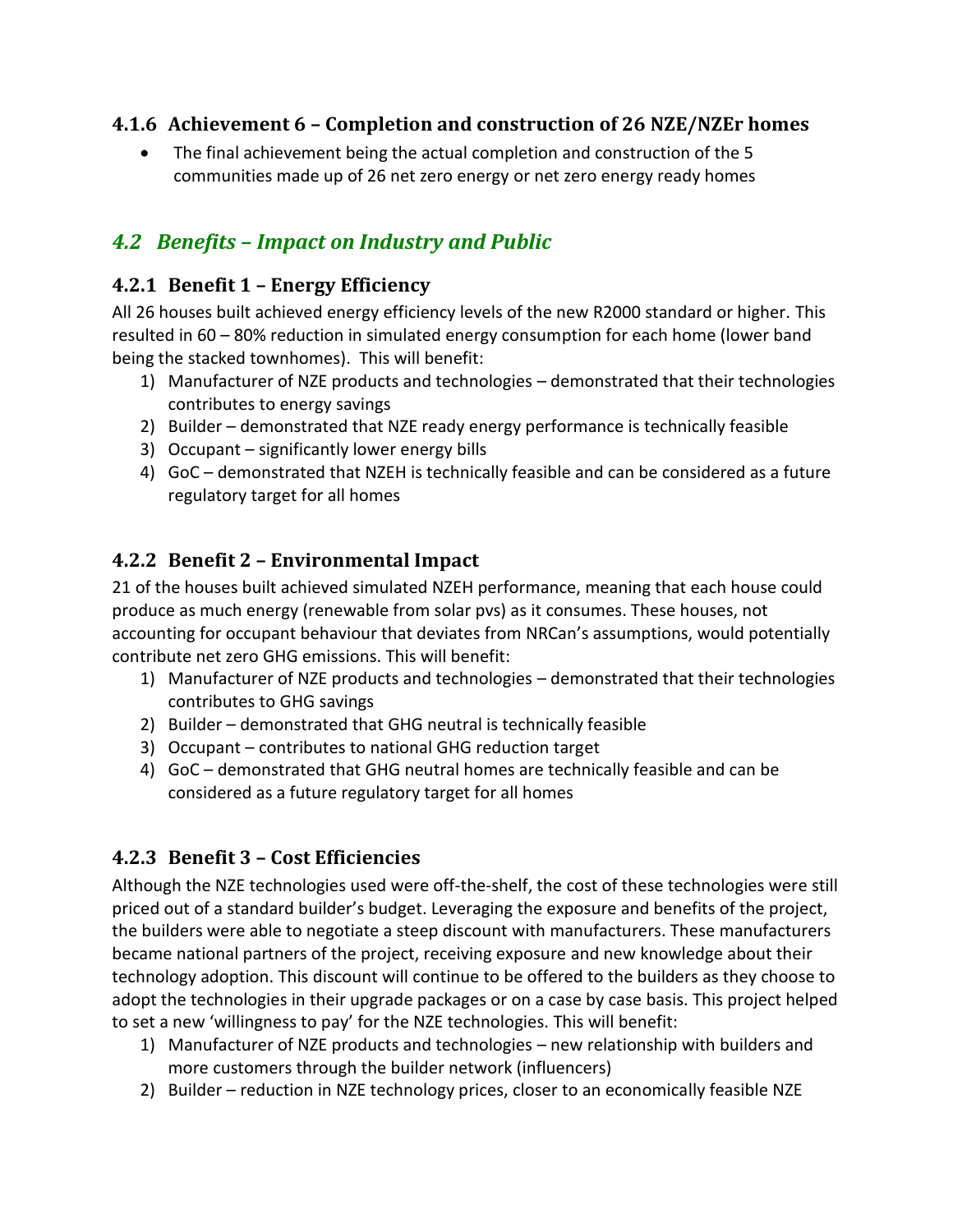### 4.1.6 Achievement 6 – Completion and construction of 26 NZE/NZEr homes

- The final achievement being the actual completion and construction of the 5 communities made up of 26 net zero energy or net zero energy ready homes

## *4.2 Benefits – Impact on Industry and Public*

### 4.2.1 Benefit 1 – Energy Efficiency

All 26 houses built achieved energy efficiency levels of the new R2000 standard or higher. This resulted in 60 – 80% reduction in simulated energy consumption for each home (lower band being the stacked townhomes). This will benefit:

1) Manufacturer of NZE products and technologies – demonstrated that their technologies contributes to energy savings
2) Builder – demonstrated that NZE ready energy performance is technically feasible
3) Occupant – significantly lower energy bills
4) GoC – demonstrated that NZEH is technically feasible and can be considered as a future regulatory target for all homes

### 4.2.2 Benefit 2 – Environmental Impact

21 of the houses built achieved simulated NZEH performance, meaning that each house could produce as much energy (renewable from solar pvs) as it consumes. These houses, not accounting for occupant behaviour that deviates from NRCan's assumptions, would potentially contribute net zero GHG emissions. This will benefit:

1) Manufacturer of NZE products and technologies – demonstrated that their technologies contributes to GHG savings
2) Builder – demonstrated that GHG neutral is technically feasible
3) Occupant – contributes to national GHG reduction target
4) GoC – demonstrated that GHG neutral homes are technically feasible and can be considered as a future regulatory target for all homes

### 4.2.3 Benefit 3 – Cost Efficiencies

Although the NZE technologies used were off-the-shelf, the cost of these technologies were still priced out of a standard builder's budget. Leveraging the exposure and benefits of the project, the builders were able to negotiate a steep discount with manufacturers. These manufacturers became national partners of the project, receiving exposure and new knowledge about their technology adoption. This discount will continue to be offered to the builders as they choose to adopt the technologies in their upgrade packages or on a case by case basis. This project helped to set a new 'willingness to pay' for the NZE technologies. This will benefit:

1) Manufacturer of NZE products and technologies – new relationship with builders and more customers through the builder network (influencers)
2) Builder – reduction in NZE technology prices, closer to an economically feasible NZE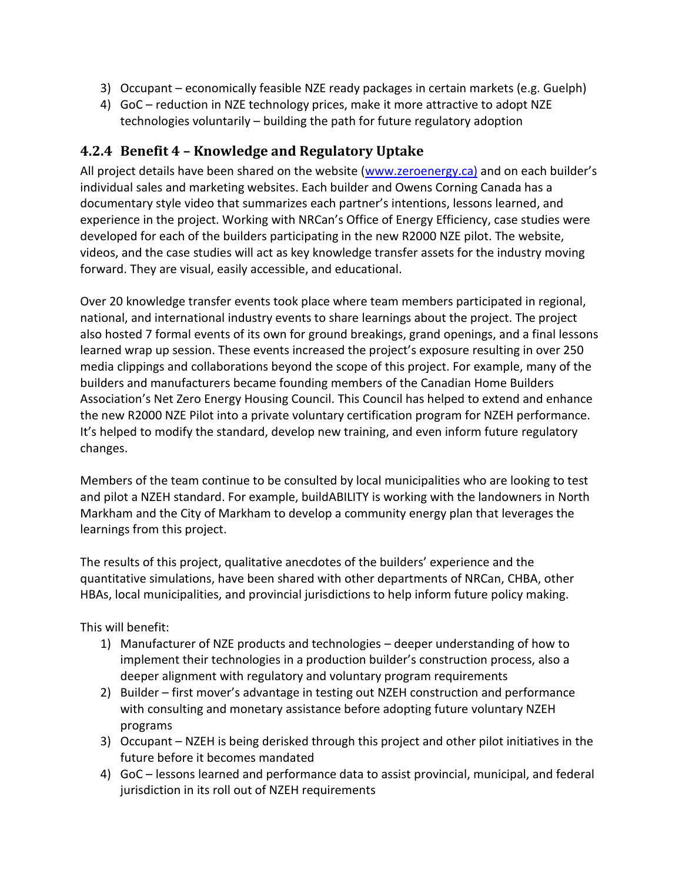3) Occupant – economically feasible NZE ready packages in certain markets (e.g. Guelph)
4) GoC – reduction in NZE technology prices, make it more attractive to adopt NZE technologies voluntarily – building the path for future regulatory adoption

### 4.2.4 Benefit 4 – Knowledge and Regulatory Uptake

All project details have been shared on the website (www.zeroenergy.ca) and on each builder's individual sales and marketing websites. Each builder and Owens Corning Canada has a documentary style video that summarizes each partner's intentions, lessons learned, and experience in the project. Working with NRCan's Office of Energy Efficiency, case studies were developed for each of the builders participating in the new R2000 NZE pilot. The website, videos, and the case studies will act as key knowledge transfer assets for the industry moving forward. They are visual, easily accessible, and educational.

Over 20 knowledge transfer events took place where team members participated in regional, national, and international industry events to share learnings about the project. The project also hosted 7 formal events of its own for ground breakings, grand openings, and a final lessons learned wrap up session. These events increased the project's exposure resulting in over 250 media clippings and collaborations beyond the scope of this project. For example, many of the builders and manufacturers became founding members of the Canadian Home Builders Association's Net Zero Energy Housing Council. This Council has helped to extend and enhance the new R2000 NZE Pilot into a private voluntary certification program for NZEH performance. It's helped to modify the standard, develop new training, and even inform future regulatory changes.

Members of the team continue to be consulted by local municipalities who are looking to test and pilot a NZEH standard. For example, buildABILITY is working with the landowners in North Markham and the City of Markham to develop a community energy plan that leverages the learnings from this project.

The results of this project, qualitative anecdotes of the builders' experience and the quantitative simulations, have been shared with other departments of NRCan, CHBA, other HBAs, local municipalities, and provincial jurisdictions to help inform future policy making.

This will benefit:

1) Manufacturer of NZE products and technologies – deeper understanding of how to implement their technologies in a production builder's construction process, also a deeper alignment with regulatory and voluntary program requirements
2) Builder – first mover's advantage in testing out NZEH construction and performance with consulting and monetary assistance before adopting future voluntary NZEH programs
3) Occupant – NZEH is being derisked through this project and other pilot initiatives in the future before it becomes mandated
4) GoC – lessons learned and performance data to assist provincial, municipal, and federal jurisdiction in its roll out of NZEH requirements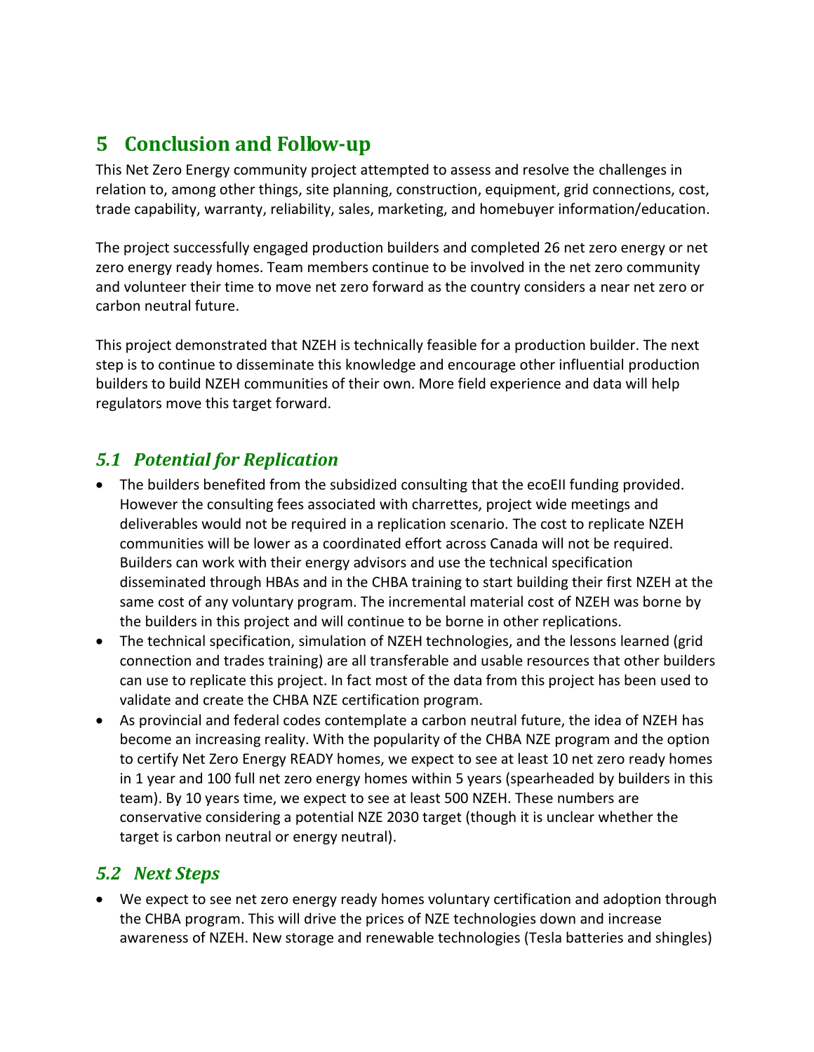# 5 Conclusion and Follow-up

This Net Zero Energy community project attempted to assess and resolve the challenges in relation to, among other things, site planning, construction, equipment, grid connections, cost, trade capability, warranty, reliability, sales, marketing, and homebuyer information/education.

The project successfully engaged production builders and completed 26 net zero energy or net zero energy ready homes. Team members continue to be involved in the net zero community and volunteer their time to move net zero forward as the country considers a near net zero or carbon neutral future.

This project demonstrated that NZEH is technically feasible for a production builder. The next step is to continue to disseminate this knowledge and encourage other influential production builders to build NZEH communities of their own. More field experience and data will help regulators move this target forward.

## *5.1 Potential for Replication*

- The builders benefited from the subsidized consulting that the ecoEII funding provided. However the consulting fees associated with charrettes, project wide meetings and deliverables would not be required in a replication scenario. The cost to replicate NZEH communities will be lower as a coordinated effort across Canada will not be required. Builders can work with their energy advisors and use the technical specification disseminated through HBAs and in the CHBA training to start building their first NZEH at the same cost of any voluntary program. The incremental material cost of NZEH was borne by the builders in this project and will continue to be borne in other replications.
- The technical specification, simulation of NZEH technologies, and the lessons learned (grid connection and trades training) are all transferable and usable resources that other builders can use to replicate this project. In fact most of the data from this project has been used to validate and create the CHBA NZE certification program.
- As provincial and federal codes contemplate a carbon neutral future, the idea of NZEH has become an increasing reality. With the popularity of the CHBA NZE program and the option to certify Net Zero Energy READY homes, we expect to see at least 10 net zero ready homes in 1 year and 100 full net zero energy homes within 5 years (spearheaded by builders in this team). By 10 years time, we expect to see at least 500 NZEH. These numbers are conservative considering a potential NZE 2030 target (though it is unclear whether the target is carbon neutral or energy neutral).

## *5.2 Next Steps*

- We expect to see net zero energy ready homes voluntary certification and adoption through the CHBA program. This will drive the prices of NZE technologies down and increase awareness of NZEH. New storage and renewable technologies (Tesla batteries and shingles)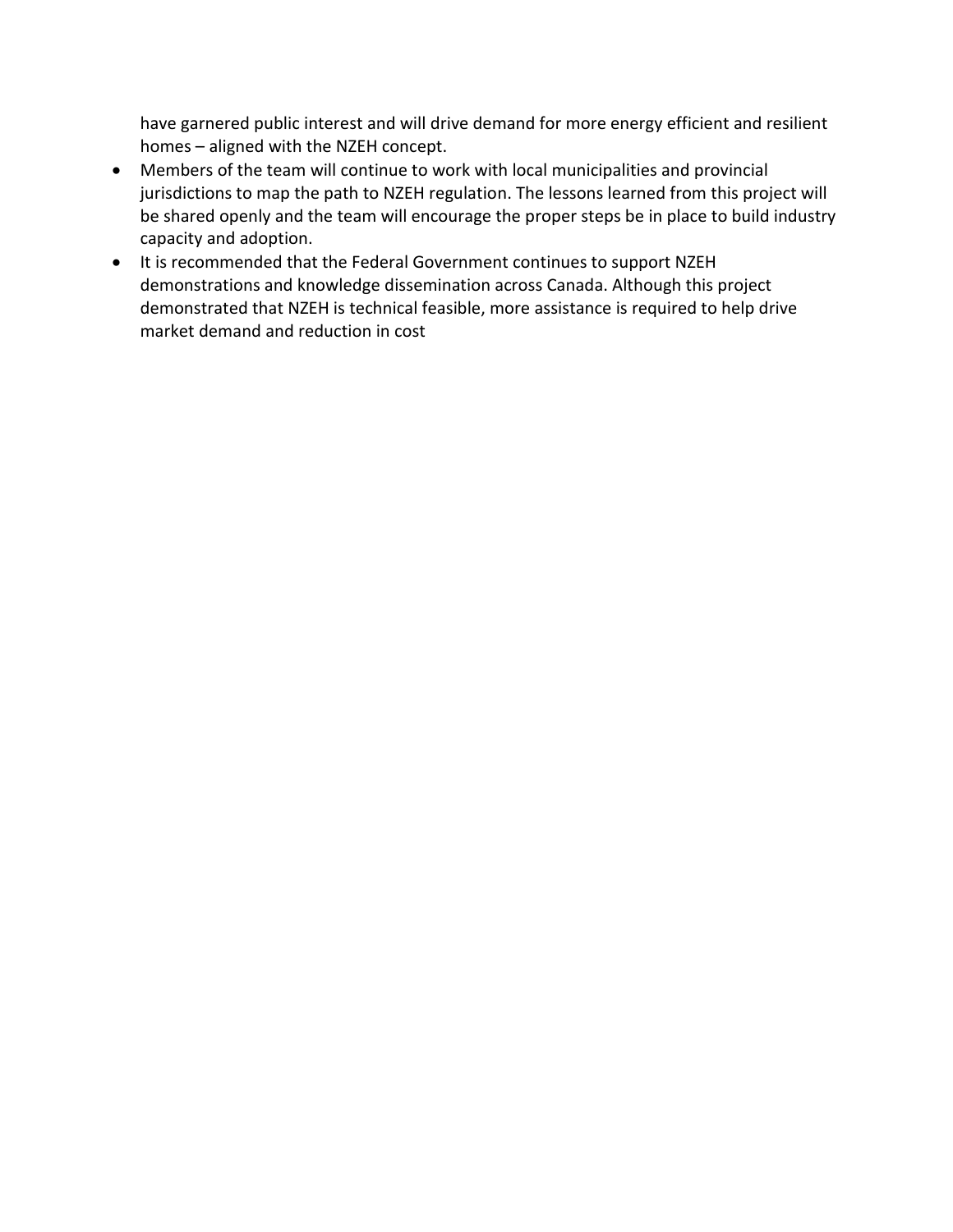have garnered public interest and will drive demand for more energy efficient and resilient homes – aligned with the NZEH concept.

- Members of the team will continue to work with local municipalities and provincial jurisdictions to map the path to NZEH regulation. The lessons learned from this project will be shared openly and the team will encourage the proper steps be in place to build industry capacity and adoption.
- It is recommended that the Federal Government continues to support NZEH demonstrations and knowledge dissemination across Canada. Although this project demonstrated that NZEH is technical feasible, more assistance is required to help drive market demand and reduction in cost